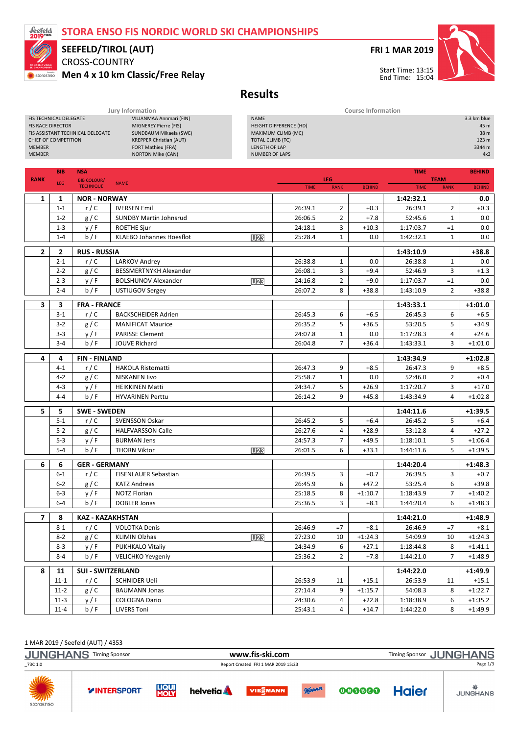# STORA ENSO FIS NORDIC WORLD SKI CHAMPIONSHIPS

## SEEFELD/TIROL (AUT)

CROSS-COUNTRY

**Men 4 x 10 km Classic/Free Relay**

**FRI 1 MAR 2019**

Start Time: 13:15
End Time: 15:04

# Results

| Jury Information | |
|---|---|
| FIS TECHNICAL DELEGATE | VILJANMAA Annmari (FIN) |
| FIS RACE DIRECTOR | MIGNEREY Pierre (FIS) |
| FIS ASSISTANT TECHNICAL DELEGATE | SUNDBAUM Mikaela (SWE) |
| CHIEF OF COMPETITION | KREPPER Christian (AUT) |
| MEMBER | FORT Mathieu (FRA) |
| MEMBER | NORTON Mike (CAN) |

| Course Information | |
|---|---|
| NAME | 3.3 km blue |
| HEIGHT DIFFERENCE (HD) | 45 m |
| MAXIMUM CLIMB (MC) | 38 m |
| TOTAL CLIMB (TC) | 123 m |
| LENGTH OF LAP | 3344 m |
| NUMBER OF LAPS | 4x3 |

| RANK | BIB / LEG | NSA / BIB COLOUR/ TECHNIQUE | NAME | | LEG TIME | LEG RANK | LEG BEHIND | TEAM TIME | TEAM RANK | BEHIND |
|---|---|---|---|---|---|---|---|---|---|---|
| **1** | **1** | **NOR - NORWAY** | | | | | | **1:42:32.1** | | **0.0** |
| | 1-1 | r / C | IVERSEN Emil | | 26:39.1 | 2 | +0.3 | 26:39.1 | 2 | +0.3 |
| | 1-2 | g / C | SUNDBY Martin Johnsrud | | 26:06.5 | 2 | +7.8 | 52:45.6 | 1 | 0.0 |
| | 1-3 | y / F | ROETHE Sjur | | 24:18.1 | 3 | +10.3 | 1:17:03.7 | =1 | 0.0 |
| | 1-4 | b / F | KLAEBO Johannes Hoesflot | U23 | 25:28.4 | 1 | 0.0 | 1:42:32.1 | 1 | 0.0 |
| **2** | **2** | **RUS - RUSSIA** | | | | | | **1:43:10.9** | | **+38.8** |
| | 2-1 | r / C | LARKOV Andrey | | 26:38.8 | 1 | 0.0 | 26:38.8 | 1 | 0.0 |
| | 2-2 | g / C | BESSMERTNYKH Alexander | | 26:08.1 | 3 | +9.4 | 52:46.9 | 3 | +1.3 |
| | 2-3 | y / F | BOLSHUNOV Alexander | U23 | 24:16.8 | 2 | +9.0 | 1:17:03.7 | =1 | 0.0 |
| | 2-4 | b / F | USTIUGOV Sergey | | 26:07.2 | 8 | +38.8 | 1:43:10.9 | 2 | +38.8 |
| **3** | **3** | **FRA - FRANCE** | | | | | | **1:43:33.1** | | **+1:01.0** |
| | 3-1 | r / C | BACKSCHEIDER Adrien | | 26:45.3 | 6 | +6.5 | 26:45.3 | 6 | +6.5 |
| | 3-2 | g / C | MANIFICAT Maurice | | 26:35.2 | 5 | +36.5 | 53:20.5 | 5 | +34.9 |
| | 3-3 | y / F | PARISSE Clement | | 24:07.8 | 1 | 0.0 | 1:17:28.3 | 4 | +24.6 |
| | 3-4 | b / F | JOUVE Richard | | 26:04.8 | 7 | +36.4 | 1:43:33.1 | 3 | +1:01.0 |
| **4** | **4** | **FIN - FINLAND** | | | | | | **1:43:34.9** | | **+1:02.8** |
| | 4-1 | r / C | HAKOLA Ristomatti | | 26:47.3 | 9 | +8.5 | 26:47.3 | 9 | +8.5 |
| | 4-2 | g / C | NISKANEN Iivo | | 25:58.7 | 1 | 0.0 | 52:46.0 | 2 | +0.4 |
| | 4-3 | y / F | HEIKKINEN Matti | | 24:34.7 | 5 | +26.9 | 1:17:20.7 | 3 | +17.0 |
| | 4-4 | b / F | HYVARINEN Perttu | | 26:14.2 | 9 | +45.8 | 1:43:34.9 | 4 | +1:02.8 |
| **5** | **5** | **SWE - SWEDEN** | | | | | | **1:44:11.6** | | **+1:39.5** |
| | 5-1 | r / C | SVENSSON Oskar | | 26:45.2 | 5 | +6.4 | 26:45.2 | 5 | +6.4 |
| | 5-2 | g / C | HALFVARSSON Calle | | 26:27.6 | 4 | +28.9 | 53:12.8 | 4 | +27.2 |
| | 5-3 | y / F | BURMAN Jens | | 24:57.3 | 7 | +49.5 | 1:18:10.1 | 5 | +1:06.4 |
| | 5-4 | b / F | THORN Viktor | U23 | 26:01.5 | 6 | +33.1 | 1:44:11.6 | 5 | +1:39.5 |
| **6** | **6** | **GER - GERMANY** | | | | | | **1:44:20.4** | | **+1:48.3** |
| | 6-1 | r / C | EISENLAUER Sebastian | | 26:39.5 | 3 | +0.7 | 26:39.5 | 3 | +0.7 |
| | 6-2 | g / C | KATZ Andreas | | 26:45.9 | 6 | +47.2 | 53:25.4 | 6 | +39.8 |
| | 6-3 | y / F | NOTZ Florian | | 25:18.5 | 8 | +1:10.7 | 1:18:43.9 | 7 | +1:40.2 |
| | 6-4 | b / F | DOBLER Jonas | | 25:36.5 | 3 | +8.1 | 1:44:20.4 | 6 | +1:48.3 |
| **7** | **8** | **KAZ - KAZAKHSTAN** | | | | | | **1:44:21.0** | | **+1:48.9** |
| | 8-1 | r / C | VOLOTKA Denis | | 26:46.9 | =7 | +8.1 | 26:46.9 | =7 | +8.1 |
| | 8-2 | g / C | KLIMIN Olzhas | U23 | 27:23.0 | 10 | +1:24.3 | 54:09.9 | 10 | +1:24.3 |
| | 8-3 | y / F | PUKHKALO Vitaliy | | 24:34.9 | 6 | +27.1 | 1:18:44.8 | 8 | +1:41.1 |
| | 8-4 | b / F | VELICHKO Yevgeniy | | 25:36.2 | 2 | +7.8 | 1:44:21.0 | 7 | +1:48.9 |
| **8** | **11** | **SUI - SWITZERLAND** | | | | | | **1:44:22.0** | | **+1:49.9** |
| | 11-1 | r / C | SCHNIDER Ueli | | 26:53.9 | 11 | +15.1 | 26:53.9 | 11 | +15.1 |
| | 11-2 | g / C | BAUMANN Jonas | | 27:14.4 | 9 | +1:15.7 | 54:08.3 | 8 | +1:22.7 |
| | 11-3 | y / F | COLOGNA Dario | | 24:30.6 | 4 | +22.8 | 1:18:38.9 | 6 | +1:35.2 |
| | 11-4 | b / F | LIVERS Toni | | 25:43.1 | 4 | +14.7 | 1:44:22.0 | 8 | +1:49.9 |

1 MAR 2019 / Seefeld (AUT) / 4353

JUNGHANS Timing Sponsor www.fis-ski.com Timing Sponsor JUNGHANS

_73C 1.0 Report Created FRI 1 MAR 2019 15:23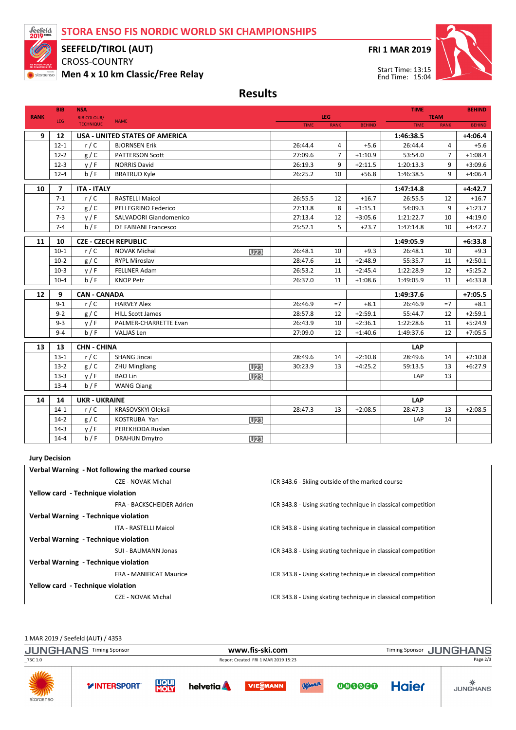# STORA ENSO FIS NORDIC WORLD SKI CHAMPIONSHIPS

## SEEFELD/TIROL (AUT)

CROSS-COUNTRY

**Men 4 x 10 km Classic/Free Relay**

**FRI 1 MAR 2019**

Start Time: 13:15
End Time: 15:04

## Results

| RANK | BIB / LEG | NSA / BIB COLOUR/ TECHNIQUE | NAME | | LEG TIME | LEG RANK | LEG BEHIND | TEAM TIME | TEAM RANK | BEHIND |
|---|---|---|---|---|---|---|---|---|---|---|
| **9** | **12** | **USA - UNITED STATES OF AMERICA** | | | | | | **1:46:38.5** | | **+4:06.4** |
| | 12-1 | r / C | BJORNSEN Erik | | 26:44.4 | 4 | +5.6 | 26:44.4 | 4 | +5.6 |
| | 12-2 | g / C | PATTERSON Scott | | 27:09.6 | 7 | +1:10.9 | 53:54.0 | 7 | +1:08.4 |
| | 12-3 | y / F | NORRIS David | | 26:19.3 | 9 | +2:11.5 | 1:20:13.3 | 9 | +3:09.6 |
| | 12-4 | b / F | BRATRUD Kyle | | 26:25.2 | 10 | +56.8 | 1:46:38.5 | 9 | +4:06.4 |
| **10** | **7** | **ITA - ITALY** | | | | | | **1:47:14.8** | | **+4:42.7** |
| | 7-1 | r / C | RASTELLI Maicol | | 26:55.5 | 12 | +16.7 | 26:55.5 | 12 | +16.7 |
| | 7-2 | g / C | PELLEGRINO Federico | | 27:13.8 | 8 | +1:15.1 | 54:09.3 | 9 | +1:23.7 |
| | 7-3 | y / F | SALVADORI Giandomenico | | 27:13.4 | 12 | +3:05.6 | 1:21:22.7 | 10 | +4:19.0 |
| | 7-4 | b / F | DE FABIANI Francesco | | 25:52.1 | 5 | +23.7 | 1:47:14.8 | 10 | +4:42.7 |
| **11** | **10** | **CZE - CZECH REPUBLIC** | | | | | | **1:49:05.9** | | **+6:33.8** |
| | 10-1 | r / C | NOVAK Michal | U23 | 26:48.1 | 10 | +9.3 | 26:48.1 | 10 | +9.3 |
| | 10-2 | g / C | RYPL Miroslav | | 28:47.6 | 11 | +2:48.9 | 55:35.7 | 11 | +2:50.1 |
| | 10-3 | y / F | FELLNER Adam | | 26:53.2 | 11 | +2:45.4 | 1:22:28.9 | 12 | +5:25.2 |
| | 10-4 | b / F | KNOP Petr | | 26:37.0 | 11 | +1:08.6 | 1:49:05.9 | 11 | +6:33.8 |
| **12** | **9** | **CAN - CANADA** | | | | | | **1:49:37.6** | | **+7:05.5** |
| | 9-1 | r / C | HARVEY Alex | | 26:46.9 | =7 | +8.1 | 26:46.9 | =7 | +8.1 |
| | 9-2 | g / C | HILL Scott James | | 28:57.8 | 12 | +2:59.1 | 55:44.7 | 12 | +2:59.1 |
| | 9-3 | y / F | PALMER-CHARRETTE Evan | | 26:43.9 | 10 | +2:36.1 | 1:22:28.6 | 11 | +5:24.9 |
| | 9-4 | b / F | VALJAS Len | | 27:09.0 | 12 | +1:40.6 | 1:49:37.6 | 12 | +7:05.5 |
| **13** | **13** | **CHN - CHINA** | | | | | | **LAP** | | |
| | 13-1 | r / C | SHANG Jincai | | 28:49.6 | 14 | +2:10.8 | 28:49.6 | 14 | +2:10.8 |
| | 13-2 | g / C | ZHU Mingliang | U23 | 30:23.9 | 13 | +4:25.2 | 59:13.5 | 13 | +6:27.9 |
| | 13-3 | y / F | BAO Lin | U23 | | | | LAP | 13 | |
| | 13-4 | b / F | WANG Qiang | | | | | | | |
| **14** | **14** | **UKR - UKRAINE** | | | | | | **LAP** | | |
| | 14-1 | r / C | KRASOVSKYI Oleksii | | 28:47.3 | 13 | +2:08.5 | 28:47.3 | 13 | +2:08.5 |
| | 14-2 | g / C | KOSTRUBA Yan | U23 | | | | LAP | 14 | |
| | 14-3 | y / F | PEREKHODA Ruslan | | | | | | | |
| | 14-4 | b / F | DRAHUN Dmytro | U23 | | | | | | |

**Jury Decision**

| | |
|---|---|
| **Verbal Warning - Not following the marked course** | |
| CZE - NOVAK Michal | ICR 343.6 - Skiing outside of the marked course |
| **Yellow card - Technique violation** | |
| FRA - BACKSCHEIDER Adrien | ICR 343.8 - Using skating technique in classical competition |
| **Verbal Warning - Technique violation** | |
| ITA - RASTELLI Maicol | ICR 343.8 - Using skating technique in classical competition |
| **Verbal Warning - Technique violation** | |
| SUI - BAUMANN Jonas | ICR 343.8 - Using skating technique in classical competition |
| **Verbal Warning - Technique violation** | |
| FRA - MANIFICAT Maurice | ICR 343.8 - Using skating technique in classical competition |
| **Yellow card - Technique violation** | |
| CZE - NOVAK Michal | ICR 343.8 - Using skating technique in classical competition |

1 MAR 2019 / Seefeld (AUT) / 4353

JUNGHANS Timing Sponsor — www.fis-ski.com — Timing Sponsor JUNGHANS

_73C 1.0 — Report Created FRI 1 MAR 2019 15:23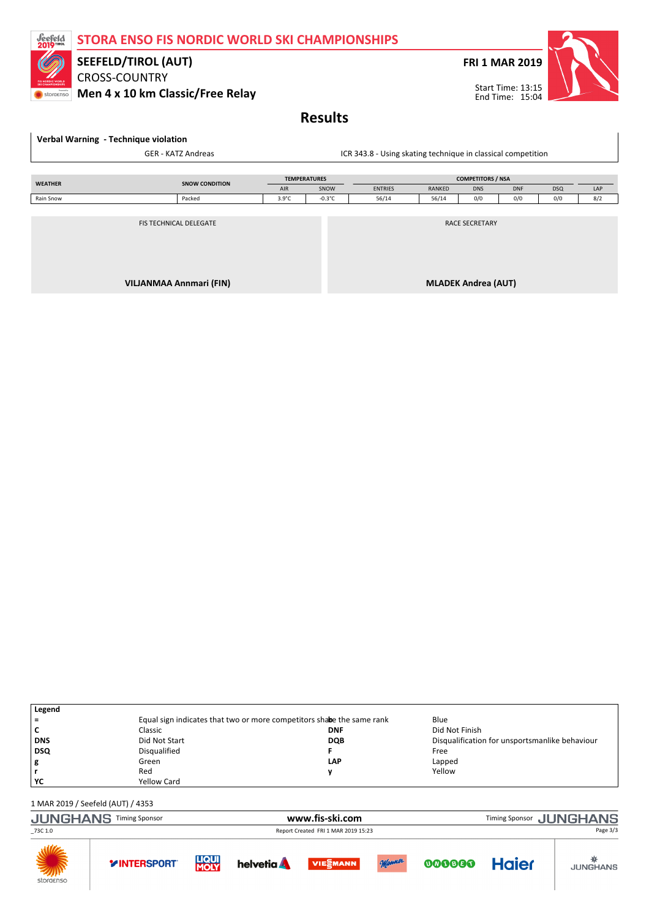STORA ENSO FIS NORDIC WORLD SKI CHAMPIONSHIPS

**SEEFELD/TIROL (AUT)**

CROSS-COUNTRY

**Men 4 x 10 km Classic/Free Relay**

**FRI 1 MAR 2019**

Start Time: 13:15
End Time: 15:04

# Results

**Verbal Warning - Technique violation**

GER - KATZ Andreas — ICR 343.8 - Using skating technique in classical competition

| WEATHER | SNOW CONDITION | TEMPERATURES | | COMPETITORS / NSA | | | | | |
|---|---|---|---|---|---|---|---|---|---|
| | | AIR | SNOW | ENTRIES | RANKED | DNS | DNF | DSQ | LAP |
| Rain Snow | Packed | 3.9°C | -0.3°C | 56/14 | 56/14 | 0/0 | 0/0 | 0/0 | 8/2 |

| FIS TECHNICAL DELEGATE | RACE SECRETARY |
|---|---|
| **VILJANMAA Annmari (FIN)** | **MLADEK Andrea (AUT)** |

| Legend | | | |
|---|---|---|---|
| = | Equal sign indicates that two or more competitors share the same rank | b | Blue |
| C | Classic | DNF | Did Not Finish |
| DNS | Did Not Start | DQB | Disqualification for unsportsmanlike behaviour |
| DSQ | Disqualified | F | Free |
| g | Green | LAP | Lapped |
| r | Red | y | Yellow |
| YC | Yellow Card | | |

1 MAR 2019 / Seefeld (AUT) / 4353

_73C 1.0 — Report Created FRI 1 MAR 2019 15:23